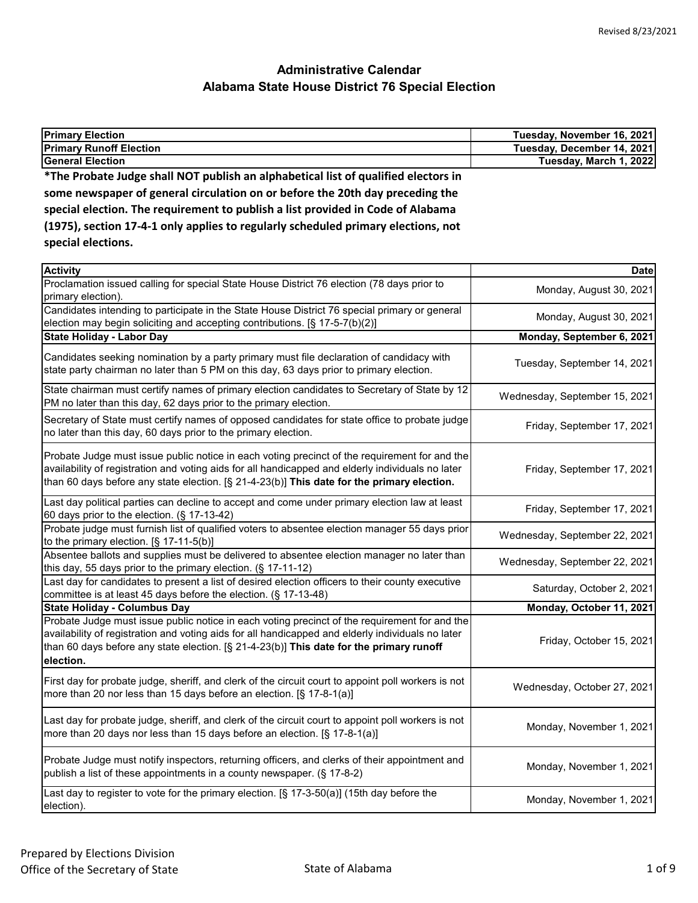Revised 8/23/2021

# Administrative Calendar
## Alabama State House District 76 Special Election

| | |
|---|---|
| **Primary Election** | **Tuesday, November 16, 2021** |
| **Primary Runoff Election** | **Tuesday, December 14, 2021** |
| **General Election** | **Tuesday, March 1, 2022** |

**\*The Probate Judge shall NOT publish an alphabetical list of qualified electors in some newspaper of general circulation on or before the 20th day preceding the special election. The requirement to publish a list provided in Code of Alabama (1975), section 17-4-1 only applies to regularly scheduled primary elections, not special elections.**

| Activity | Date |
|---|---|
| Proclamation issued calling for special State House District 76 election (78 days prior to primary election). | Monday, August 30, 2021 |
| Candidates intending to participate in the State House District 76 special primary or general election may begin soliciting and accepting contributions. [§ 17-5-7(b)(2)] | Monday, August 30, 2021 |
| **State Holiday - Labor Day** | **Monday, September 6, 2021** |
| Candidates seeking nomination by a party primary must file declaration of candidacy with state party chairman no later than 5 PM on this day, 63 days prior to primary election. | Tuesday, September 14, 2021 |
| State chairman must certify names of primary election candidates to Secretary of State by 12 PM no later than this day, 62 days prior to the primary election. | Wednesday, September 15, 2021 |
| Secretary of State must certify names of opposed candidates for state office to probate judge no later than this day, 60 days prior to the primary election. | Friday, September 17, 2021 |
| Probate Judge must issue public notice in each voting precinct of the requirement for and the availability of registration and voting aids for all handicapped and elderly individuals no later than 60 days before any state election. [§ 21-4-23(b)] **This date for the primary election.** | Friday, September 17, 2021 |
| Last day political parties can decline to accept and come under primary election law at least 60 days prior to the election. (§ 17-13-42) | Friday, September 17, 2021 |
| Probate judge must furnish list of qualified voters to absentee election manager 55 days prior to the primary election. [§ 17-11-5(b)] | Wednesday, September 22, 2021 |
| Absentee ballots and supplies must be delivered to absentee election manager no later than this day, 55 days prior to the primary election. (§ 17-11-12) | Wednesday, September 22, 2021 |
| Last day for candidates to present a list of desired election officers to their county executive committee is at least 45 days before the election. (§ 17-13-48) | Saturday, October 2, 2021 |
| **State Holiday - Columbus Day** | **Monday, October 11, 2021** |
| Probate Judge must issue public notice in each voting precinct of the requirement for and the availability of registration and voting aids for all handicapped and elderly individuals no later than 60 days before any state election. [§ 21-4-23(b)] **This date for the primary runoff election.** | Friday, October 15, 2021 |
| First day for probate judge, sheriff, and clerk of the circuit court to appoint poll workers is not more than 20 nor less than 15 days before an election. [§ 17-8-1(a)] | Wednesday, October 27, 2021 |
| Last day for probate judge, sheriff, and clerk of the circuit court to appoint poll workers is not more than 20 days nor less than 15 days before an election. [§ 17-8-1(a)] | Monday, November 1, 2021 |
| Probate Judge must notify inspectors, returning officers, and clerks of their appointment and publish a list of these appointments in a county newspaper. (§ 17-8-2) | Monday, November 1, 2021 |
| Last day to register to vote for the primary election. [§ 17-3-50(a)] (15th day before the election). | Monday, November 1, 2021 |

Prepared by Elections Division
Office of the Secretary of State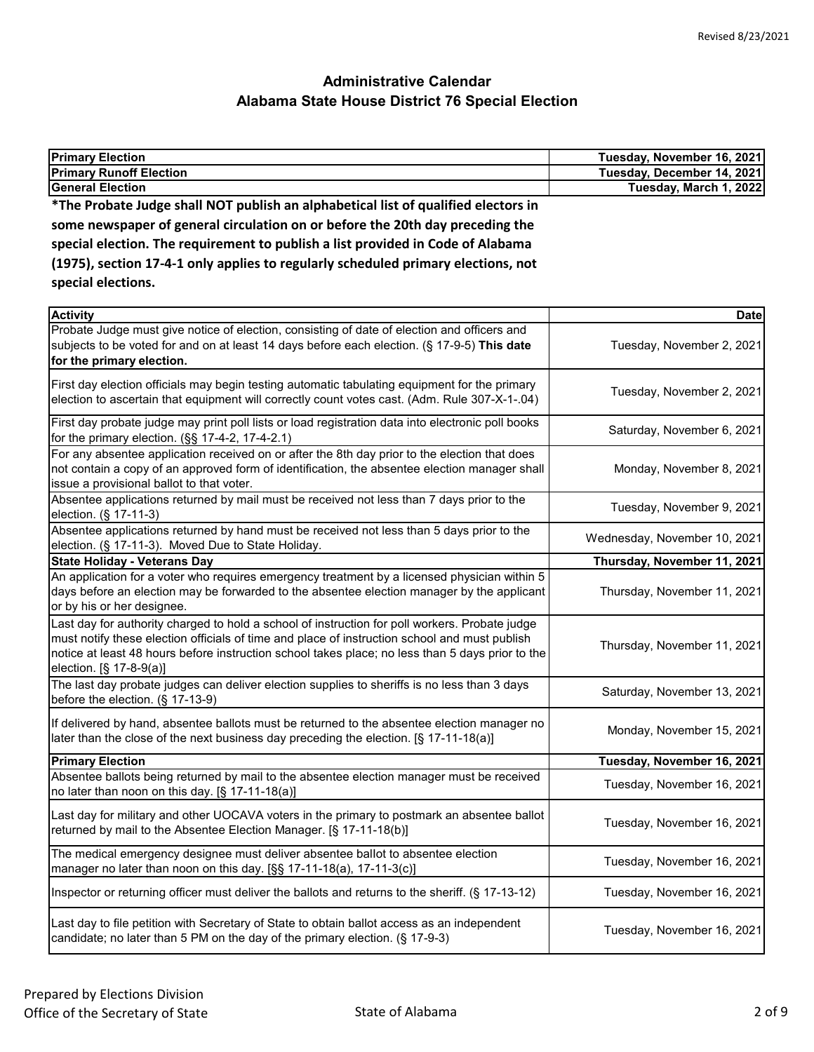# Administrative Calendar
## Alabama State House District 76 Special Election

| Primary Election | Tuesday, November 16, 2021 |
|---|---|
| **Primary Runoff Election** | **Tuesday, December 14, 2021** |
| **General Election** | **Tuesday, March 1, 2022** |

**\*The Probate Judge shall NOT publish an alphabetical list of qualified electors in some newspaper of general circulation on or before the 20th day preceding the special election. The requirement to publish a list provided in Code of Alabama (1975), section 17-4-1 only applies to regularly scheduled primary elections, not special elections.**

| Activity | Date |
|---|---|
| Probate Judge must give notice of election, consisting of date of election and officers and subjects to be voted for and on at least 14 days before each election. (§ 17-9-5) **This date for the primary election.** | Tuesday, November 2, 2021 |
| First day election officials may begin testing automatic tabulating equipment for the primary election to ascertain that equipment will correctly count votes cast. (Adm. Rule 307-X-1-.04) | Tuesday, November 2, 2021 |
| First day probate judge may print poll lists or load registration data into electronic poll books for the primary election. (§§ 17-4-2, 17-4-2.1) | Saturday, November 6, 2021 |
| For any absentee application received on or after the 8th day prior to the election that does not contain a copy of an approved form of identification, the absentee election manager shall issue a provisional ballot to that voter. | Monday, November 8, 2021 |
| Absentee applications returned by mail must be received not less than 7 days prior to the election. (§ 17-11-3) | Tuesday, November 9, 2021 |
| Absentee applications returned by hand must be received not less than 5 days prior to the election. (§ 17-11-3). Moved Due to State Holiday. | Wednesday, November 10, 2021 |
| **State Holiday - Veterans Day** | **Thursday, November 11, 2021** |
| An application for a voter who requires emergency treatment by a licensed physician within 5 days before an election may be forwarded to the absentee election manager by the applicant or by his or her designee. | Thursday, November 11, 2021 |
| Last day for authority charged to hold a school of instruction for poll workers. Probate judge must notify these election officials of time and place of instruction school and must publish notice at least 48 hours before instruction school takes place; no less than 5 days prior to the election. [§ 17-8-9(a)] | Thursday, November 11, 2021 |
| The last day probate judges can deliver election supplies to sheriffs is no less than 3 days before the election. (§ 17-13-9) | Saturday, November 13, 2021 |
| If delivered by hand, absentee ballots must be returned to the absentee election manager no later than the close of the next business day preceding the election. [§ 17-11-18(a)] | Monday, November 15, 2021 |
| **Primary Election** | **Tuesday, November 16, 2021** |
| Absentee ballots being returned by mail to the absentee election manager must be received no later than noon on this day. [§ 17-11-18(a)] | Tuesday, November 16, 2021 |
| Last day for military and other UOCAVA voters in the primary to postmark an absentee ballot returned by mail to the Absentee Election Manager. [§ 17-11-18(b)] | Tuesday, November 16, 2021 |
| The medical emergency designee must deliver absentee ballot to absentee election manager no later than noon on this day. [§§ 17-11-18(a), 17-11-3(c)] | Tuesday, November 16, 2021 |
| Inspector or returning officer must deliver the ballots and returns to the sheriff. (§ 17-13-12) | Tuesday, November 16, 2021 |
| Last day to file petition with Secretary of State to obtain ballot access as an independent candidate; no later than 5 PM on the day of the primary election. (§ 17-9-3) | Tuesday, November 16, 2021 |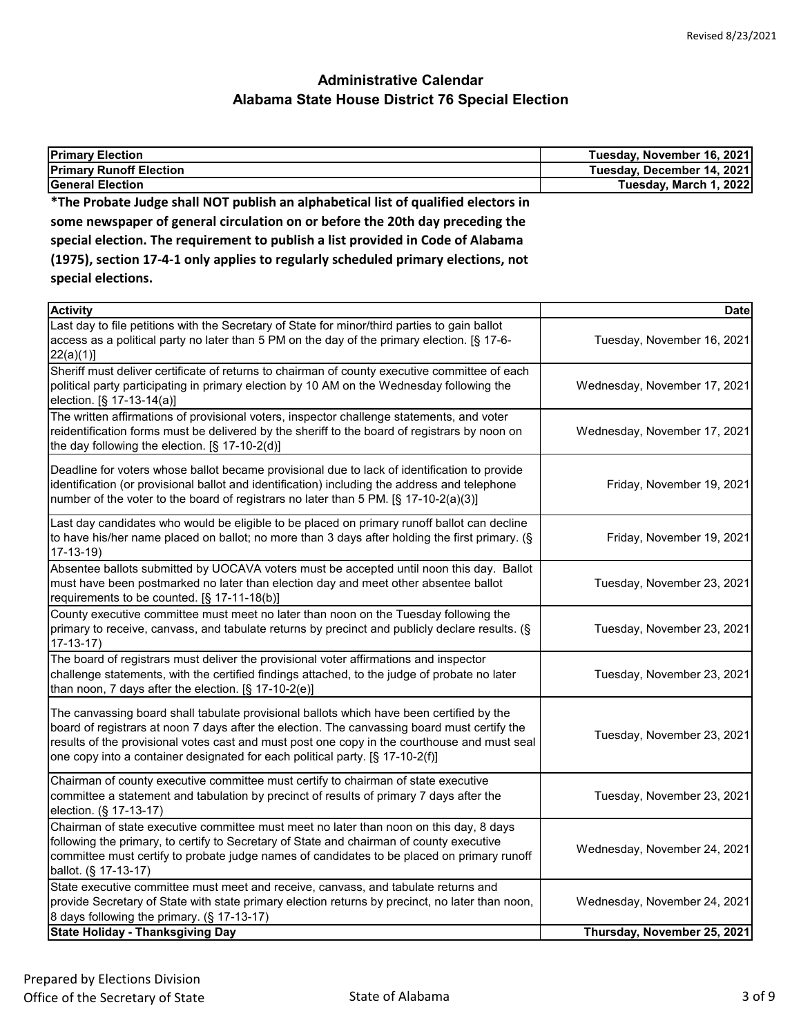Revised 8/23/2021

## Administrative Calendar
## Alabama State House District 76 Special Election

| Primary Election | Tuesday, November 16, 2021 |
| --- | --- |
| Primary Runoff Election | Tuesday, December 14, 2021 |
| General Election | Tuesday, March 1, 2022 |

**\*The Probate Judge shall NOT publish an alphabetical list of qualified electors in some newspaper of general circulation on or before the 20th day preceding the special election. The requirement to publish a list provided in Code of Alabama (1975), section 17-4-1 only applies to regularly scheduled primary elections, not special elections.**

| Activity | Date |
| --- | --- |
| Last day to file petitions with the Secretary of State for minor/third parties to gain ballot access as a political party no later than 5 PM on the day of the primary election. [§ 17-6-22(a)(1)] | Tuesday, November 16, 2021 |
| Sheriff must deliver certificate of returns to chairman of county executive committee of each political party participating in primary election by 10 AM on the Wednesday following the election. [§ 17-13-14(a)] | Wednesday, November 17, 2021 |
| The written affirmations of provisional voters, inspector challenge statements, and voter reidentification forms must be delivered by the sheriff to the board of registrars by noon on the day following the election. [§ 17-10-2(d)] | Wednesday, November 17, 2021 |
| Deadline for voters whose ballot became provisional due to lack of identification to provide identification (or provisional ballot and identification) including the address and telephone number of the voter to the board of registrars no later than 5 PM. [§ 17-10-2(a)(3)] | Friday, November 19, 2021 |
| Last day candidates who would be eligible to be placed on primary runoff ballot can decline to have his/her name placed on ballot; no more than 3 days after holding the first primary. (§ 17-13-19) | Friday, November 19, 2021 |
| Absentee ballots submitted by UOCAVA voters must be accepted until noon this day. Ballot must have been postmarked no later than election day and meet other absentee ballot requirements to be counted. [§ 17-11-18(b)] | Tuesday, November 23, 2021 |
| County executive committee must meet no later than noon on the Tuesday following the primary to receive, canvass, and tabulate returns by precinct and publicly declare results. (§ 17-13-17) | Tuesday, November 23, 2021 |
| The board of registrars must deliver the provisional voter affirmations and inspector challenge statements, with the certified findings attached, to the judge of probate no later than noon, 7 days after the election. [§ 17-10-2(e)] | Tuesday, November 23, 2021 |
| The canvassing board shall tabulate provisional ballots which have been certified by the board of registrars at noon 7 days after the election. The canvassing board must certify the results of the provisional votes cast and must post one copy in the courthouse and must seal one copy into a container designated for each political party. [§ 17-10-2(f)] | Tuesday, November 23, 2021 |
| Chairman of county executive committee must certify to chairman of state executive committee a statement and tabulation by precinct of results of primary 7 days after the election. (§ 17-13-17) | Tuesday, November 23, 2021 |
| Chairman of state executive committee must meet no later than noon on this day, 8 days following the primary, to certify to Secretary of State and chairman of county executive committee must certify to probate judge names of candidates to be placed on primary runoff ballot. (§ 17-13-17) | Wednesday, November 24, 2021 |
| State executive committee must meet and receive, canvass, and tabulate returns and provide Secretary of State with state primary election returns by precinct, no later than noon, 8 days following the primary. (§ 17-13-17) | Wednesday, November 24, 2021 |
| **State Holiday - Thanksgiving Day** | **Thursday, November 25, 2021** |

Prepared by Elections Division
Office of the Secretary of State

State of Alabama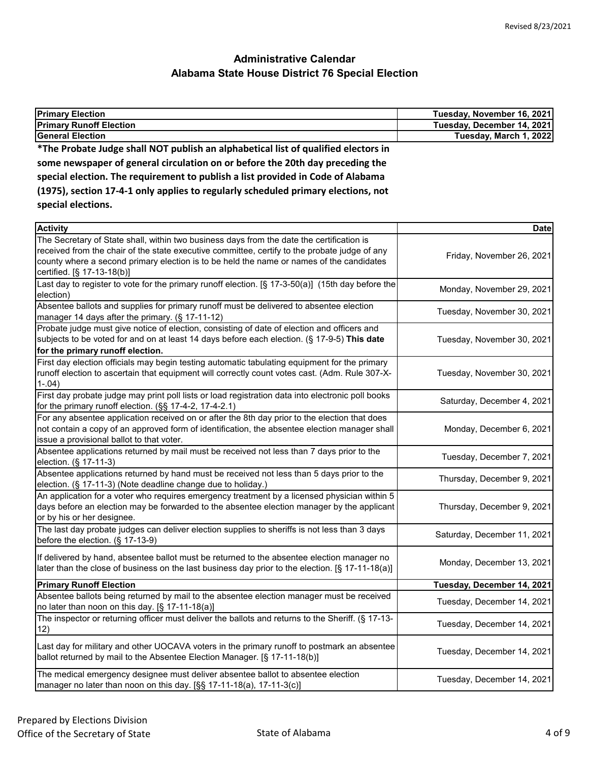Revised 8/23/2021

# Administrative Calendar
## Alabama State House District 76 Special Election

| **Primary Election** | **Tuesday, November 16, 2021** |
|---|---|
| **Primary Runoff Election** | **Tuesday, December 14, 2021** |
| **General Election** | **Tuesday, March 1, 2022** |

**\*The Probate Judge shall NOT publish an alphabetical list of qualified electors in some newspaper of general circulation on or before the 20th day preceding the special election. The requirement to publish a list provided in Code of Alabama (1975), section 17-4-1 only applies to regularly scheduled primary elections, not special elections.**

| **Activity** | **Date** |
|---|---|
| The Secretary of State shall, within two business days from the date the certification is received from the chair of the state executive committee, certify to the probate judge of any county where a second primary election is to be held the name or names of the candidates certified. [§ 17-13-18(b)] | Friday, November 26, 2021 |
| Last day to register to vote for the primary runoff election. [§ 17-3-50(a)] (15th day before the election) | Monday, November 29, 2021 |
| Absentee ballots and supplies for primary runoff must be delivered to absentee election manager 14 days after the primary. (§ 17-11-12) | Tuesday, November 30, 2021 |
| Probate judge must give notice of election, consisting of date of election and officers and subjects to be voted for and on at least 14 days before each election. (§ 17-9-5) **This date for the primary runoff election.** | Tuesday, November 30, 2021 |
| First day election officials may begin testing automatic tabulating equipment for the primary runoff election to ascertain that equipment will correctly count votes cast. (Adm. Rule 307-X-1-.04) | Tuesday, November 30, 2021 |
| First day probate judge may print poll lists or load registration data into electronic poll books for the primary runoff election. (§§ 17-4-2, 17-4-2.1) | Saturday, December 4, 2021 |
| For any absentee application received on or after the 8th day prior to the election that does not contain a copy of an approved form of identification, the absentee election manager shall issue a provisional ballot to that voter. | Monday, December 6, 2021 |
| Absentee applications returned by mail must be received not less than 7 days prior to the election. (§ 17-11-3) | Tuesday, December 7, 2021 |
| Absentee applications returned by hand must be received not less than 5 days prior to the election. (§ 17-11-3) (Note deadline change due to holiday.) | Thursday, December 9, 2021 |
| An application for a voter who requires emergency treatment by a licensed physician within 5 days before an election may be forwarded to the absentee election manager by the applicant or by his or her designee. | Thursday, December 9, 2021 |
| The last day probate judges can deliver election supplies to sheriffs is not less than 3 days before the election. (§ 17-13-9) | Saturday, December 11, 2021 |
| If delivered by hand, absentee ballot must be returned to the absentee election manager no later than the close of business on the last business day prior to the election. [§ 17-11-18(a)] | Monday, December 13, 2021 |
| **Primary Runoff Election** | **Tuesday, December 14, 2021** |
| Absentee ballots being returned by mail to the absentee election manager must be received no later than noon on this day. [§ 17-11-18(a)] | Tuesday, December 14, 2021 |
| The inspector or returning officer must deliver the ballots and returns to the Sheriff. (§ 17-13-12) | Tuesday, December 14, 2021 |
| Last day for military and other UOCAVA voters in the primary runoff to postmark an absentee ballot returned by mail to the Absentee Election Manager. [§ 17-11-18(b)] | Tuesday, December 14, 2021 |
| The medical emergency designee must deliver absentee ballot to absentee election manager no later than noon on this day. [§§ 17-11-18(a), 17-11-3(c)] | Tuesday, December 14, 2021 |

Prepared by Elections Division
Office of the Secretary of State

State of Alabama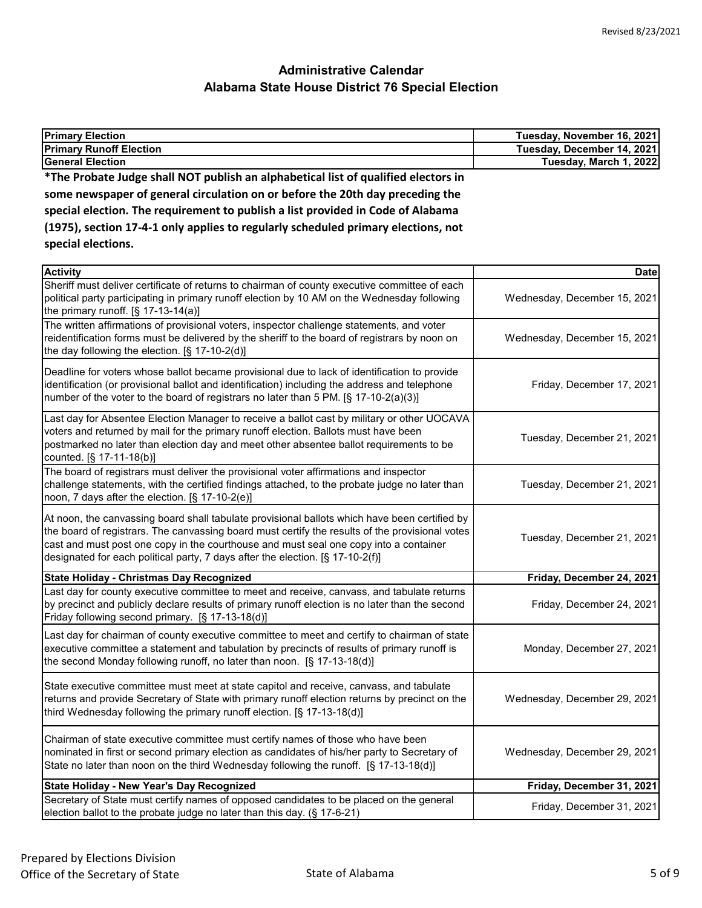# Administrative Calendar
## Alabama State House District 76 Special Election

| Primary Election | Tuesday, November 16, 2021 |
|---|---|
| Primary Runoff Election | Tuesday, December 14, 2021 |
| General Election | Tuesday, March 1, 2022 |

**\*The Probate Judge shall NOT publish an alphabetical list of qualified electors in some newspaper of general circulation on or before the 20th day preceding the special election. The requirement to publish a list provided in Code of Alabama (1975), section 17-4-1 only applies to regularly scheduled primary elections, not special elections.**

| Activity | Date |
|---|---|
| Sheriff must deliver certificate of returns to chairman of county executive committee of each political party participating in primary runoff election by 10 AM on the Wednesday following the primary runoff. [§ 17-13-14(a)] | Wednesday, December 15, 2021 |
| The written affirmations of provisional voters, inspector challenge statements, and voter reidentification forms must be delivered by the sheriff to the board of registrars by noon on the day following the election. [§ 17-10-2(d)] | Wednesday, December 15, 2021 |
| Deadline for voters whose ballot became provisional due to lack of identification to provide identification (or provisional ballot and identification) including the address and telephone number of the voter to the board of registrars no later than 5 PM. [§ 17-10-2(a)(3)] | Friday, December 17, 2021 |
| Last day for Absentee Election Manager to receive a ballot cast by military or other UOCAVA voters and returned by mail for the primary runoff election. Ballots must have been postmarked no later than election day and meet other absentee ballot requirements to be counted. [§ 17-11-18(b)] | Tuesday, December 21, 2021 |
| The board of registrars must deliver the provisional voter affirmations and inspector challenge statements, with the certified findings attached, to the probate judge no later than noon, 7 days after the election. [§ 17-10-2(e)] | Tuesday, December 21, 2021 |
| At noon, the canvassing board shall tabulate provisional ballots which have been certified by the board of registrars. The canvassing board must certify the results of the provisional votes cast and must post one copy in the courthouse and must seal one copy into a container designated for each political party, 7 days after the election. [§ 17-10-2(f)] | Tuesday, December 21, 2021 |
| **State Holiday - Christmas Day Recognized** | **Friday, December 24, 2021** |
| Last day for county executive committee to meet and receive, canvass, and tabulate returns by precinct and publicly declare results of primary runoff election is no later than the second Friday following second primary. [§ 17-13-18(d)] | Friday, December 24, 2021 |
| Last day for chairman of county executive committee to meet and certify to chairman of state executive committee a statement and tabulation by precincts of results of primary runoff is the second Monday following runoff, no later than noon. [§ 17-13-18(d)] | Monday, December 27, 2021 |
| State executive committee must meet at state capitol and receive, canvass, and tabulate returns and provide Secretary of State with primary runoff election returns by precinct on the third Wednesday following the primary runoff election. [§ 17-13-18(d)] | Wednesday, December 29, 2021 |
| Chairman of state executive committee must certify names of those who have been nominated in first or second primary election as candidates of his/her party to Secretary of State no later than noon on the third Wednesday following the runoff. [§ 17-13-18(d)] | Wednesday, December 29, 2021 |
| **State Holiday - New Year's Day Recognized** | **Friday, December 31, 2021** |
| Secretary of State must certify names of opposed candidates to be placed on the general election ballot to the probate judge no later than this day. (§ 17-6-21) | Friday, December 31, 2021 |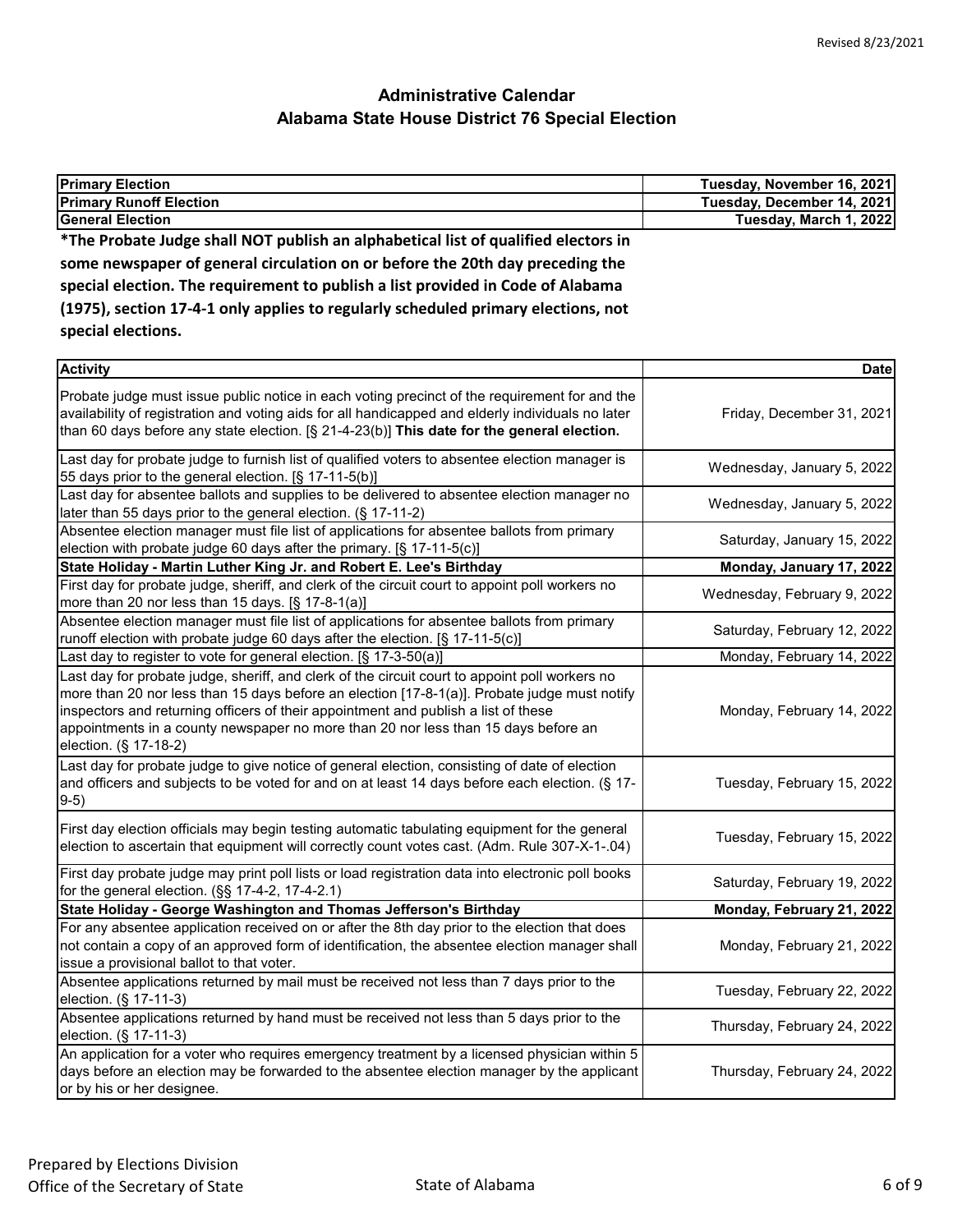Revised 8/23/2021

# Administrative Calendar
## Alabama State House District 76 Special Election

| | |
|---|---|
| **Primary Election** | **Tuesday, November 16, 2021** |
| **Primary Runoff Election** | **Tuesday, December 14, 2021** |
| **General Election** | **Tuesday, March 1, 2022** |

**\*The Probate Judge shall NOT publish an alphabetical list of qualified electors in some newspaper of general circulation on or before the 20th day preceding the special election. The requirement to publish a list provided in Code of Alabama (1975), section 17-4-1 only applies to regularly scheduled primary elections, not special elections.**

| Activity | Date |
|---|---|
| Probate judge must issue public notice in each voting precinct of the requirement for and the availability of registration and voting aids for all handicapped and elderly individuals no later than 60 days before any state election. [§ 21-4-23(b)] **This date for the general election.** | Friday, December 31, 2021 |
| Last day for probate judge to furnish list of qualified voters to absentee election manager is 55 days prior to the general election. [§ 17-11-5(b)] | Wednesday, January 5, 2022 |
| Last day for absentee ballots and supplies to be delivered to absentee election manager no later than 55 days prior to the general election. (§ 17-11-2) | Wednesday, January 5, 2022 |
| Absentee election manager must file list of applications for absentee ballots from primary election with probate judge 60 days after the primary. [§ 17-11-5(c)] | Saturday, January 15, 2022 |
| **State Holiday - Martin Luther King Jr. and Robert E. Lee's Birthday** | **Monday, January 17, 2022** |
| First day for probate judge, sheriff, and clerk of the circuit court to appoint poll workers no more than 20 nor less than 15 days. [§ 17-8-1(a)] | Wednesday, February 9, 2022 |
| Absentee election manager must file list of applications for absentee ballots from primary runoff election with probate judge 60 days after the election. [§ 17-11-5(c)] | Saturday, February 12, 2022 |
| Last day to register to vote for general election. [§ 17-3-50(a)] | Monday, February 14, 2022 |
| Last day for probate judge, sheriff, and clerk of the circuit court to appoint poll workers no more than 20 nor less than 15 days before an election [17-8-1(a)]. Probate judge must notify inspectors and returning officers of their appointment and publish a list of these appointments in a county newspaper no more than 20 nor less than 15 days before an election. (§ 17-18-2) | Monday, February 14, 2022 |
| Last day for probate judge to give notice of general election, consisting of date of election and officers and subjects to be voted for and on at least 14 days before each election. (§ 17-9-5) | Tuesday, February 15, 2022 |
| First day election officials may begin testing automatic tabulating equipment for the general election to ascertain that equipment will correctly count votes cast. (Adm. Rule 307-X-1-.04) | Tuesday, February 15, 2022 |
| First day probate judge may print poll lists or load registration data into electronic poll books for the general election. (§§ 17-4-2, 17-4-2.1) | Saturday, February 19, 2022 |
| **State Holiday - George Washington and Thomas Jefferson's Birthday** | **Monday, February 21, 2022** |
| For any absentee application received on or after the 8th day prior to the election that does not contain a copy of an approved form of identification, the absentee election manager shall issue a provisional ballot to that voter. | Monday, February 21, 2022 |
| Absentee applications returned by mail must be received not less than 7 days prior to the election. (§ 17-11-3) | Tuesday, February 22, 2022 |
| Absentee applications returned by hand must be received not less than 5 days prior to the election. (§ 17-11-3) | Thursday, February 24, 2022 |
| An application for a voter who requires emergency treatment by a licensed physician within 5 days before an election may be forwarded to the absentee election manager by the applicant or by his or her designee. | Thursday, February 24, 2022 |

Prepared by Elections Division
Office of the Secretary of State

State of Alabama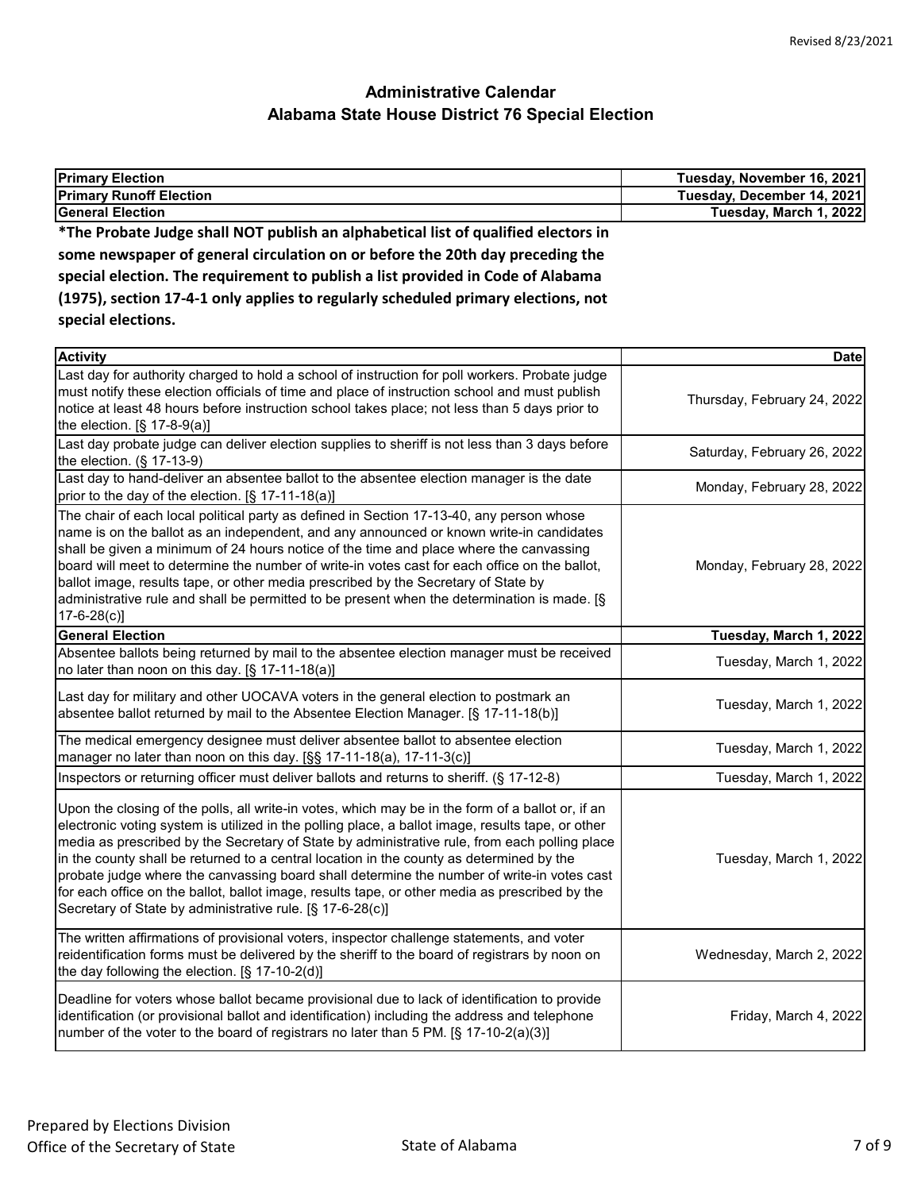Revised 8/23/2021

# Administrative Calendar
## Alabama State House District 76 Special Election

| Primary Election | Tuesday, November 16, 2021 |
|---|---|
| Primary Runoff Election | Tuesday, December 14, 2021 |
| General Election | Tuesday, March 1, 2022 |

**\*The Probate Judge shall NOT publish an alphabetical list of qualified electors in some newspaper of general circulation on or before the 20th day preceding the special election. The requirement to publish a list provided in Code of Alabama (1975), section 17-4-1 only applies to regularly scheduled primary elections, not special elections.**

| Activity | Date |
|---|---|
| Last day for authority charged to hold a school of instruction for poll workers. Probate judge must notify these election officials of time and place of instruction school and must publish notice at least 48 hours before instruction school takes place; not less than 5 days prior to the election. [§ 17-8-9(a)] | Thursday, February 24, 2022 |
| Last day probate judge can deliver election supplies to sheriff is not less than 3 days before the election. (§ 17-13-9) | Saturday, February 26, 2022 |
| Last day to hand-deliver an absentee ballot to the absentee election manager is the date prior to the day of the election. [§ 17-11-18(a)] | Monday, February 28, 2022 |
| The chair of each local political party as defined in Section 17-13-40, any person whose name is on the ballot as an independent, and any announced or known write-in candidates shall be given a minimum of 24 hours notice of the time and place where the canvassing board will meet to determine the number of write-in votes cast for each office on the ballot, ballot image, results tape, or other media prescribed by the Secretary of State by administrative rule and shall be permitted to be present when the determination is made. [§ 17-6-28(c)] | Monday, February 28, 2022 |
| **General Election** | **Tuesday, March 1, 2022** |
| Absentee ballots being returned by mail to the absentee election manager must be received no later than noon on this day. [§ 17-11-18(a)] | Tuesday, March 1, 2022 |
| Last day for military and other UOCAVA voters in the general election to postmark an absentee ballot returned by mail to the Absentee Election Manager. [§ 17-11-18(b)] | Tuesday, March 1, 2022 |
| The medical emergency designee must deliver absentee ballot to absentee election manager no later than noon on this day. [§§ 17-11-18(a), 17-11-3(c)] | Tuesday, March 1, 2022 |
| Inspectors or returning officer must deliver ballots and returns to sheriff. (§ 17-12-8) | Tuesday, March 1, 2022 |
| Upon the closing of the polls, all write-in votes, which may be in the form of a ballot or, if an electronic voting system is utilized in the polling place, a ballot image, results tape, or other media as prescribed by the Secretary of State by administrative rule, from each polling place in the county shall be returned to a central location in the county as determined by the probate judge where the canvassing board shall determine the number of write-in votes cast for each office on the ballot, ballot image, results tape, or other media as prescribed by the Secretary of State by administrative rule. [§ 17-6-28(c)] | Tuesday, March 1, 2022 |
| The written affirmations of provisional voters, inspector challenge statements, and voter reidentification forms must be delivered by the sheriff to the board of registrars by noon on the day following the election. [§ 17-10-2(d)] | Wednesday, March 2, 2022 |
| Deadline for voters whose ballot became provisional due to lack of identification to provide identification (or provisional ballot and identification) including the address and telephone number of the voter to the board of registrars no later than 5 PM. [§ 17-10-2(a)(3)] | Friday, March 4, 2022 |

Prepared by Elections Division
Office of the Secretary of State

State of Alabama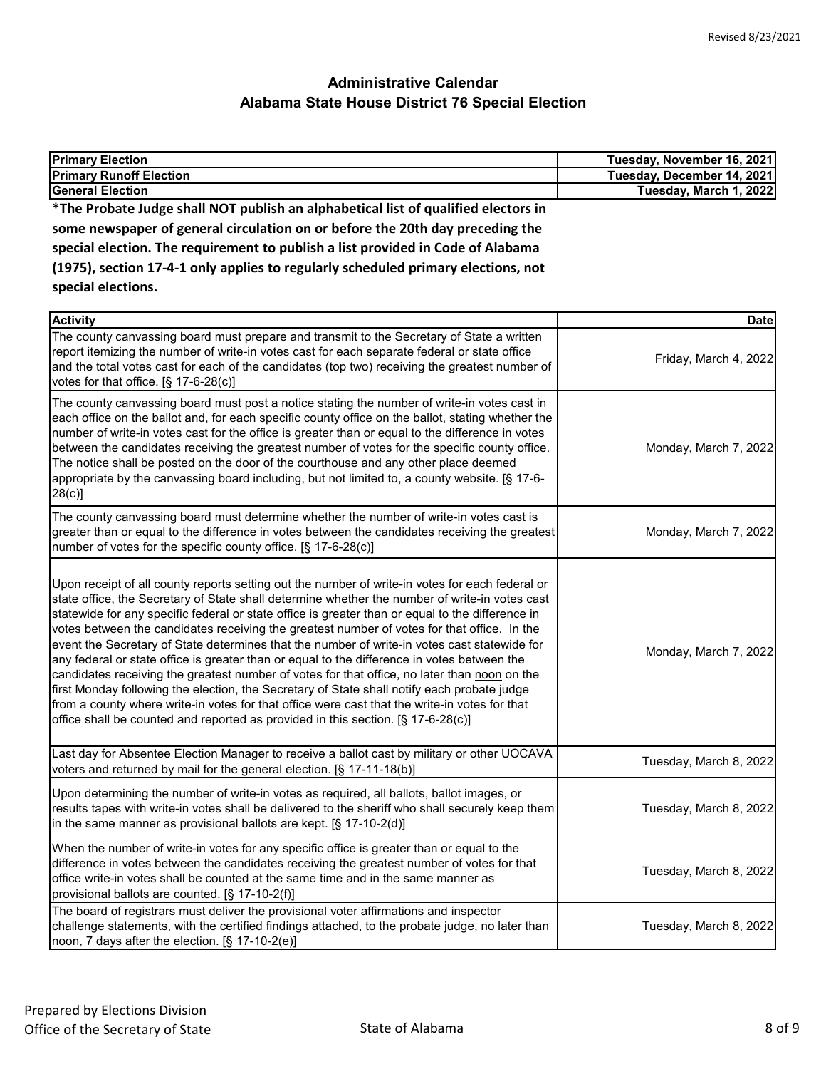Revised 8/23/2021

# Administrative Calendar
## Alabama State House District 76 Special Election

| Primary Election | Tuesday, November 16, 2021 |
|---|---|
| Primary Runoff Election | Tuesday, December 14, 2021 |
| General Election | Tuesday, March 1, 2022 |

**\*The Probate Judge shall NOT publish an alphabetical list of qualified electors in some newspaper of general circulation on or before the 20th day preceding the special election. The requirement to publish a list provided in Code of Alabama (1975), section 17-4-1 only applies to regularly scheduled primary elections, not special elections.**

| Activity | Date |
|---|---|
| The county canvassing board must prepare and transmit to the Secretary of State a written report itemizing the number of write-in votes cast for each separate federal or state office and the total votes cast for each of the candidates (top two) receiving the greatest number of votes for that office. [§ 17-6-28(c)] | Friday, March 4, 2022 |
| The county canvassing board must post a notice stating the number of write-in votes cast in each office on the ballot and, for each specific county office on the ballot, stating whether the number of write-in votes cast for the office is greater than or equal to the difference in votes between the candidates receiving the greatest number of votes for the specific county office. The notice shall be posted on the door of the courthouse and any other place deemed appropriate by the canvassing board including, but not limited to, a county website. [§ 17-6-28(c)] | Monday, March 7, 2022 |
| The county canvassing board must determine whether the number of write-in votes cast is greater than or equal to the difference in votes between the candidates receiving the greatest number of votes for the specific county office. [§ 17-6-28(c)] | Monday, March 7, 2022 |
| Upon receipt of all county reports setting out the number of write-in votes for each federal or state office, the Secretary of State shall determine whether the number of write-in votes cast statewide for any specific federal or state office is greater than or equal to the difference in votes between the candidates receiving the greatest number of votes for that office. In the event the Secretary of State determines that the number of write-in votes cast statewide for any federal or state office is greater than or equal to the difference in votes between the candidates receiving the greatest number of votes for that office, no later than <u>noon</u> on the first Monday following the election, the Secretary of State shall notify each probate judge from a county where write-in votes for that office were cast that the write-in votes for that office shall be counted and reported as provided in this section. [§ 17-6-28(c)] | Monday, March 7, 2022 |
| Last day for Absentee Election Manager to receive a ballot cast by military or other UOCAVA voters and returned by mail for the general election. [§ 17-11-18(b)] | Tuesday, March 8, 2022 |
| Upon determining the number of write-in votes as required, all ballots, ballot images, or results tapes with write-in votes shall be delivered to the sheriff who shall securely keep them in the same manner as provisional ballots are kept. [§ 17-10-2(d)] | Tuesday, March 8, 2022 |
| When the number of write-in votes for any specific office is greater than or equal to the difference in votes between the candidates receiving the greatest number of votes for that office write-in votes shall be counted at the same time and in the same manner as provisional ballots are counted. [§ 17-10-2(f)] | Tuesday, March 8, 2022 |
| The board of registrars must deliver the provisional voter affirmations and inspector challenge statements, with the certified findings attached, to the probate judge, no later than noon, 7 days after the election. [§ 17-10-2(e)] | Tuesday, March 8, 2022 |

Prepared by Elections Division
Office of the Secretary of State

State of Alabama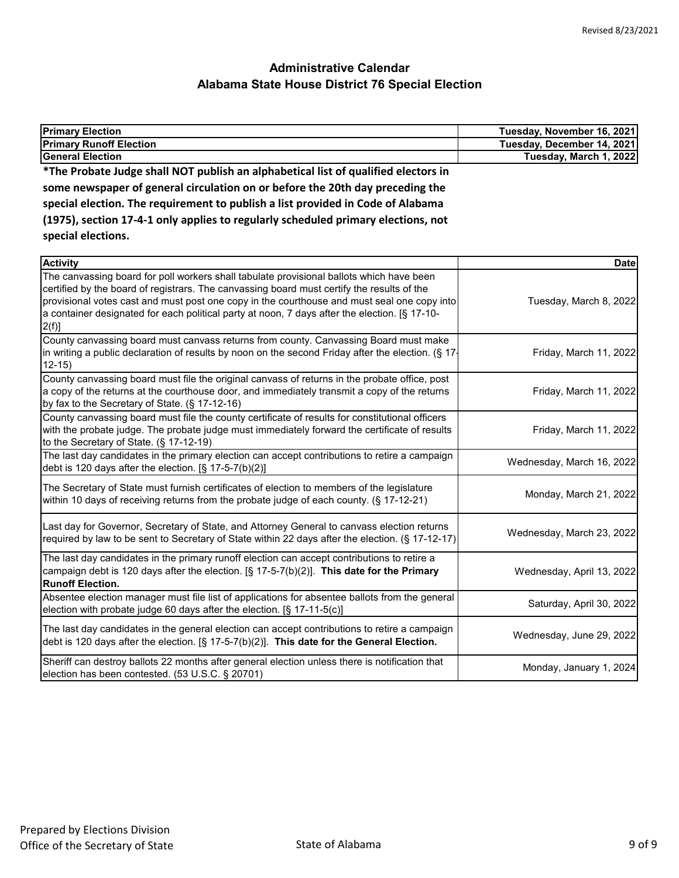Revised 8/23/2021

# Administrative Calendar
## Alabama State House District 76 Special Election

| | |
|---|---|
| **Primary Election** | **Tuesday, November 16, 2021** |
| **Primary Runoff Election** | **Tuesday, December 14, 2021** |
| **General Election** | **Tuesday, March 1, 2022** |

**\*The Probate Judge shall NOT publish an alphabetical list of qualified electors in some newspaper of general circulation on or before the 20th day preceding the special election. The requirement to publish a list provided in Code of Alabama (1975), section 17-4-1 only applies to regularly scheduled primary elections, not special elections.**

| Activity | Date |
|---|---|
| The canvassing board for poll workers shall tabulate provisional ballots which have been certified by the board of registrars. The canvassing board must certify the results of the provisional votes cast and must post one copy in the courthouse and must seal one copy into a container designated for each political party at noon, 7 days after the election. [§ 17-10-2(f)] | Tuesday, March 8, 2022 |
| County canvassing board must canvass returns from county. Canvassing Board must make in writing a public declaration of results by noon on the second Friday after the election. (§ 17-12-15) | Friday, March 11, 2022 |
| County canvassing board must file the original canvass of returns in the probate office, post a copy of the returns at the courthouse door, and immediately transmit a copy of the returns by fax to the Secretary of State. (§ 17-12-16) | Friday, March 11, 2022 |
| County canvassing board must file the county certificate of results for constitutional officers with the probate judge. The probate judge must immediately forward the certificate of results to the Secretary of State. (§ 17-12-19) | Friday, March 11, 2022 |
| The last day candidates in the primary election can accept contributions to retire a campaign debt is 120 days after the election. [§ 17-5-7(b)(2)] | Wednesday, March 16, 2022 |
| The Secretary of State must furnish certificates of election to members of the legislature within 10 days of receiving returns from the probate judge of each county. (§ 17-12-21) | Monday, March 21, 2022 |
| Last day for Governor, Secretary of State, and Attorney General to canvass election returns required by law to be sent to Secretary of State within 22 days after the election. (§ 17-12-17) | Wednesday, March 23, 2022 |
| The last day candidates in the primary runoff election can accept contributions to retire a campaign debt is 120 days after the election. [§ 17-5-7(b)(2)]. **This date for the Primary Runoff Election.** | Wednesday, April 13, 2022 |
| Absentee election manager must file list of applications for absentee ballots from the general election with probate judge 60 days after the election. [§ 17-11-5(c)] | Saturday, April 30, 2022 |
| The last day candidates in the general election can accept contributions to retire a campaign debt is 120 days after the election. [§ 17-5-7(b)(2)]. **This date for the General Election.** | Wednesday, June 29, 2022 |
| Sheriff can destroy ballots 22 months after general election unless there is notification that election has been contested. (53 U.S.C. § 20701) | Monday, January 1, 2024 |

Prepared by Elections Division
Office of the Secretary of State

State of Alabama